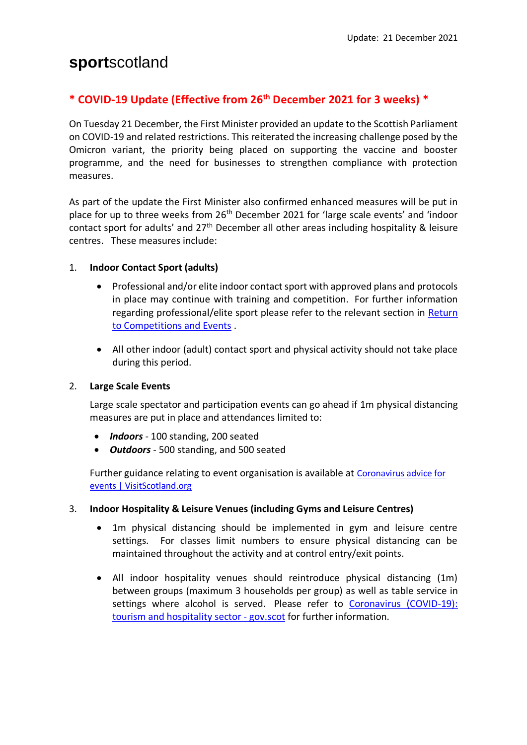Update: 21 December 2021

# **sport**scotland

## * COVID-19 Update (Effective from 26th December 2021 for 3 weeks) *

On Tuesday 21 December, the First Minister provided an update to the Scottish Parliament on COVID-19 and related restrictions. This reiterated the increasing challenge posed by the Omicron variant, the priority being placed on supporting the vaccine and booster programme, and the need for businesses to strengthen compliance with protection measures.

As part of the update the First Minister also confirmed enhanced measures will be put in place for up to three weeks from 26th December 2021 for 'large scale events' and 'indoor contact sport for adults' and 27th December all other areas including hospitality & leisure centres. These measures include:

1. **Indoor Contact Sport (adults)**

   - Professional and/or elite indoor contact sport with approved plans and protocols in place may continue with training and competition. For further information regarding professional/elite sport please refer to the relevant section in Return to Competitions and Events .

   - All other indoor (adult) contact sport and physical activity should not take place during this period.

2. **Large Scale Events**

   Large scale spectator and participation events can go ahead if 1m physical distancing measures are put in place and attendances limited to:

   - ***Indoors*** - 100 standing, 200 seated
   - ***Outdoors*** - 500 standing, and 500 seated

   Further guidance relating to event organisation is available at Coronavirus advice for events | VisitScotland.org

3. **Indoor Hospitality & Leisure Venues (including Gyms and Leisure Centres)**

   - 1m physical distancing should be implemented in gym and leisure centre settings. For classes limit numbers to ensure physical distancing can be maintained throughout the activity and at control entry/exit points.

   - All indoor hospitality venues should reintroduce physical distancing (1m) between groups (maximum 3 households per group) as well as table service in settings where alcohol is served. Please refer to Coronavirus (COVID-19): tourism and hospitality sector - gov.scot for further information.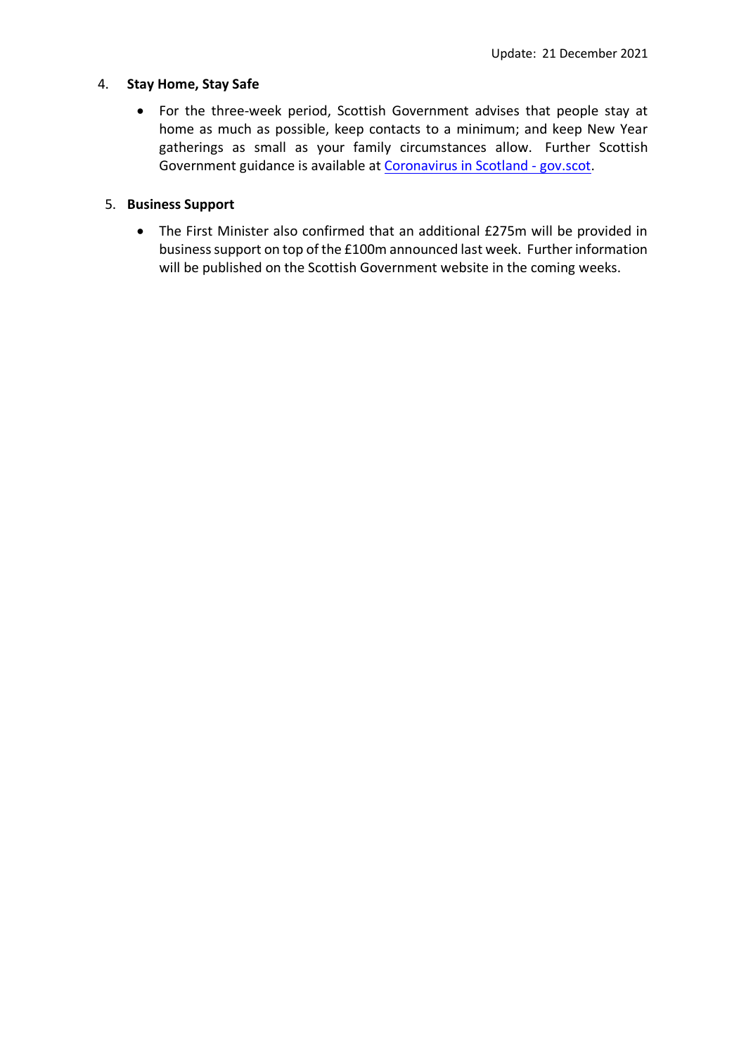Update: 21 December 2021

4. **Stay Home, Stay Safe**

   - For the three-week period, Scottish Government advises that people stay at home as much as possible, keep contacts to a minimum; and keep New Year gatherings as small as your family circumstances allow. Further Scottish Government guidance is available at Coronavirus in Scotland - gov.scot.

5. **Business Support**

   - The First Minister also confirmed that an additional £275m will be provided in business support on top of the £100m announced last week. Further information will be published on the Scottish Government website in the coming weeks.